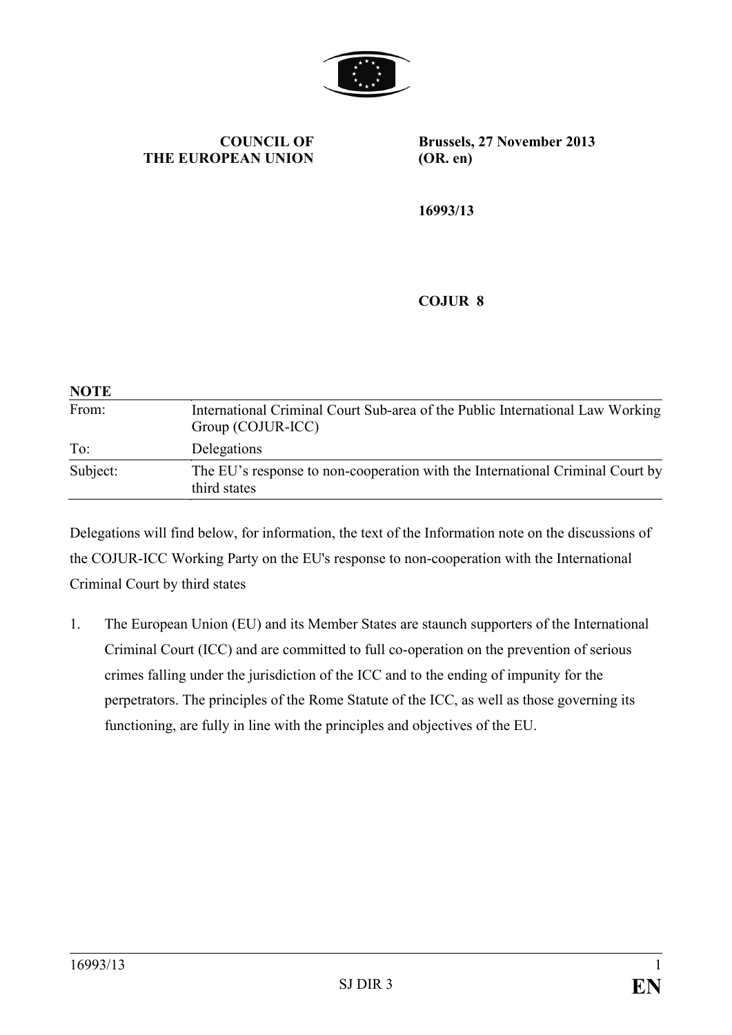**COUNCIL OF THE EUROPEAN UNION**

**Brussels, 27 November 2013 (OR. en)**

**16993/13**

**COJUR 8**

**NOTE**

| | |
|---|---|
| From: | International Criminal Court Sub-area of the Public International Law Working Group (COJUR-ICC) |
| To: | Delegations |
| Subject: | The EU's response to non-cooperation with the International Criminal Court by third states |

Delegations will find below, for information, the text of the Information note on the discussions of the COJUR-ICC Working Party on the EU's response to non-cooperation with the International Criminal Court by third states

1. The European Union (EU) and its Member States are staunch supporters of the International Criminal Court (ICC) and are committed to full co-operation on the prevention of serious crimes falling under the jurisdiction of the ICC and to the ending of impunity for the perpetrators. The principles of the Rome Statute of the ICC, as well as those governing its functioning, are fully in line with the principles and objectives of the EU.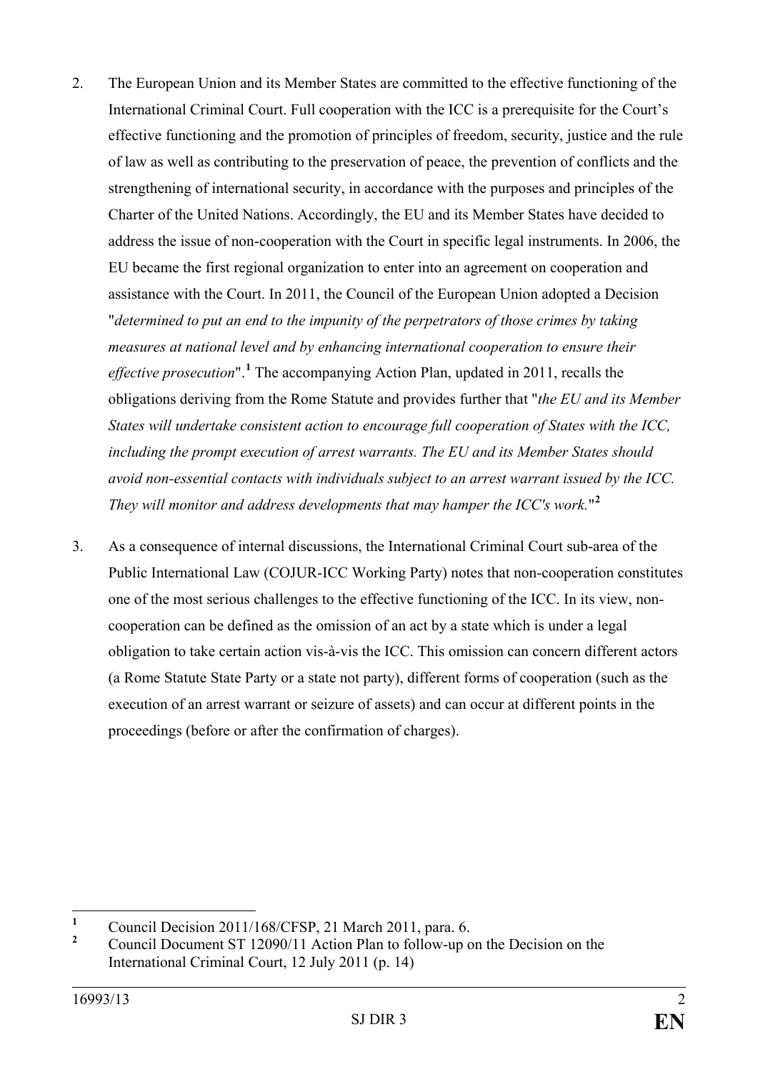2. The European Union and its Member States are committed to the effective functioning of the International Criminal Court. Full cooperation with the ICC is a prerequisite for the Court's effective functioning and the promotion of principles of freedom, security, justice and the rule of law as well as contributing to the preservation of peace, the prevention of conflicts and the strengthening of international security, in accordance with the purposes and principles of the Charter of the United Nations. Accordingly, the EU and its Member States have decided to address the issue of non-cooperation with the Court in specific legal instruments. In 2006, the EU became the first regional organization to enter into an agreement on cooperation and assistance with the Court. In 2011, the Council of the European Union adopted a Decision "*determined to put an end to the impunity of the perpetrators of those crimes by taking measures at national level and by enhancing international cooperation to ensure their effective prosecution*".[1] The accompanying Action Plan, updated in 2011, recalls the obligations deriving from the Rome Statute and provides further that "*the EU and its Member States will undertake consistent action to encourage full cooperation of States with the ICC, including the prompt execution of arrest warrants. The EU and its Member States should avoid non-essential contacts with individuals subject to an arrest warrant issued by the ICC. They will monitor and address developments that may hamper the ICC's work.*"[2]

3. As a consequence of internal discussions, the International Criminal Court sub-area of the Public International Law (COJUR-ICC Working Party) notes that non-cooperation constitutes one of the most serious challenges to the effective functioning of the ICC. In its view, non-cooperation can be defined as the omission of an act by a state which is under a legal obligation to take certain action vis-à-vis the ICC. This omission can concern different actors (a Rome Statute State Party or a state not party), different forms of cooperation (such as the execution of an arrest warrant or seizure of assets) and can occur at different points in the proceedings (before or after the confirmation of charges).

---

[1] Council Decision 2011/168/CFSP, 21 March 2011, para. 6.

[2] Council Document ST 12090/11 Action Plan to follow-up on the Decision on the International Criminal Court, 12 July 2011 (p. 14)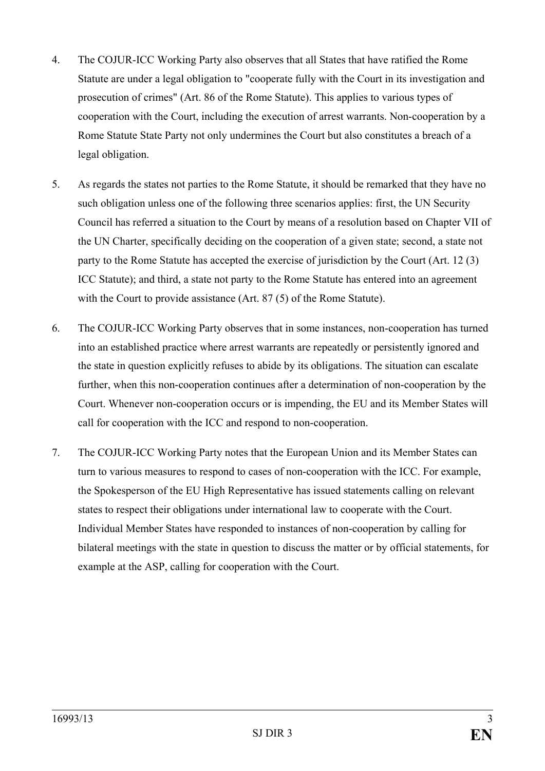4. The COJUR-ICC Working Party also observes that all States that have ratified the Rome Statute are under a legal obligation to "cooperate fully with the Court in its investigation and prosecution of crimes" (Art. 86 of the Rome Statute). This applies to various types of cooperation with the Court, including the execution of arrest warrants. Non-cooperation by a Rome Statute State Party not only undermines the Court but also constitutes a breach of a legal obligation.

5. As regards the states not parties to the Rome Statute, it should be remarked that they have no such obligation unless one of the following three scenarios applies: first, the UN Security Council has referred a situation to the Court by means of a resolution based on Chapter VII of the UN Charter, specifically deciding on the cooperation of a given state; second, a state not party to the Rome Statute has accepted the exercise of jurisdiction by the Court (Art. 12 (3) ICC Statute); and third, a state not party to the Rome Statute has entered into an agreement with the Court to provide assistance (Art. 87 (5) of the Rome Statute).

6. The COJUR-ICC Working Party observes that in some instances, non-cooperation has turned into an established practice where arrest warrants are repeatedly or persistently ignored and the state in question explicitly refuses to abide by its obligations. The situation can escalate further, when this non-cooperation continues after a determination of non-cooperation by the Court. Whenever non-cooperation occurs or is impending, the EU and its Member States will call for cooperation with the ICC and respond to non-cooperation.

7. The COJUR-ICC Working Party notes that the European Union and its Member States can turn to various measures to respond to cases of non-cooperation with the ICC. For example, the Spokesperson of the EU High Representative has issued statements calling on relevant states to respect their obligations under international law to cooperate with the Court. Individual Member States have responded to instances of non-cooperation by calling for bilateral meetings with the state in question to discuss the matter or by official statements, for example at the ASP, calling for cooperation with the Court.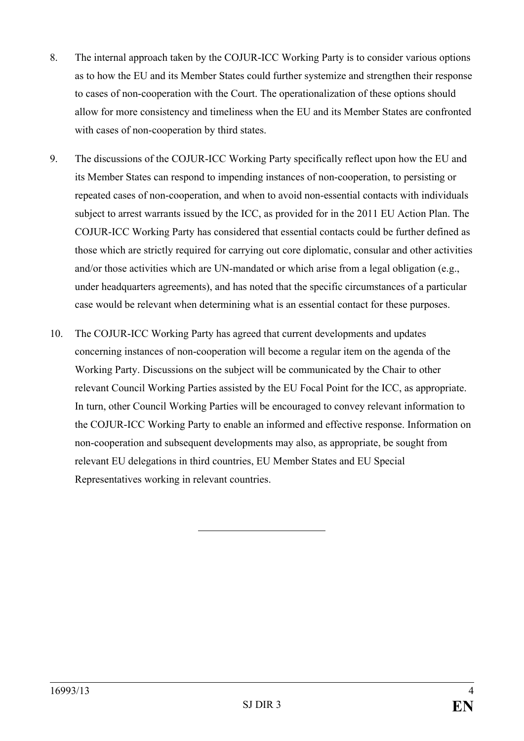8. The internal approach taken by the COJUR-ICC Working Party is to consider various options as to how the EU and its Member States could further systemize and strengthen their response to cases of non-cooperation with the Court. The operationalization of these options should allow for more consistency and timeliness when the EU and its Member States are confronted with cases of non-cooperation by third states.

9. The discussions of the COJUR-ICC Working Party specifically reflect upon how the EU and its Member States can respond to impending instances of non-cooperation, to persisting or repeated cases of non-cooperation, and when to avoid non-essential contacts with individuals subject to arrest warrants issued by the ICC, as provided for in the 2011 EU Action Plan. The COJUR-ICC Working Party has considered that essential contacts could be further defined as those which are strictly required for carrying out core diplomatic, consular and other activities and/or those activities which are UN-mandated or which arise from a legal obligation (e.g., under headquarters agreements), and has noted that the specific circumstances of a particular case would be relevant when determining what is an essential contact for these purposes.

10. The COJUR-ICC Working Party has agreed that current developments and updates concerning instances of non-cooperation will become a regular item on the agenda of the Working Party. Discussions on the subject will be communicated by the Chair to other relevant Council Working Parties assisted by the EU Focal Point for the ICC, as appropriate. In turn, other Council Working Parties will be encouraged to convey relevant information to the COJUR-ICC Working Party to enable an informed and effective response. Information on non-cooperation and subsequent developments may also, as appropriate, be sought from relevant EU delegations in third countries, EU Member States and EU Special Representatives working in relevant countries.